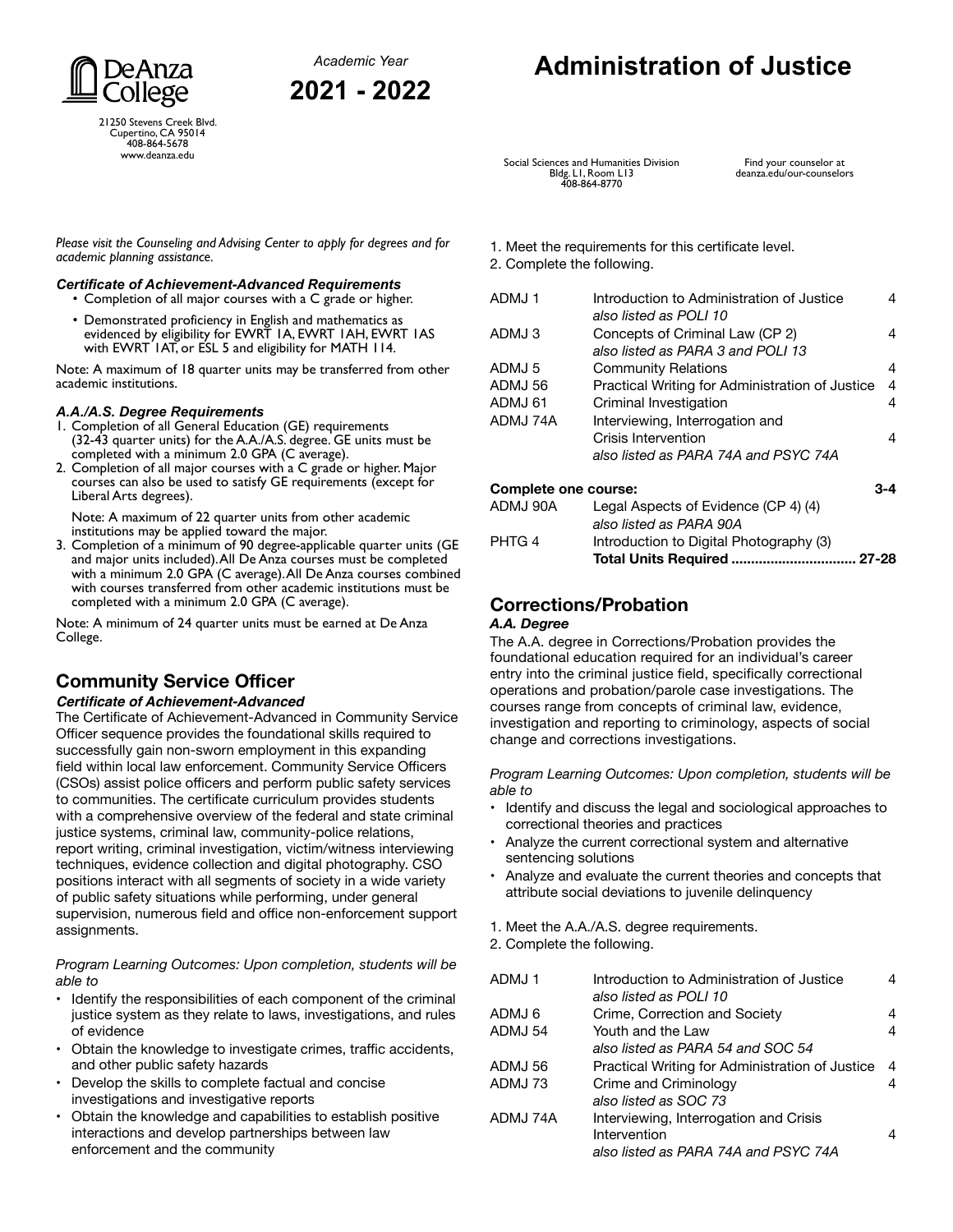De Anza College

21250 Stevens Creek Blvd.
Cupertino, CA 95014
408-864-5678
www.deanza.edu

*Academic Year*

**2021 - 2022**

# Administration of Justice

Social Sciences and Humanities Division
Bldg. L1, Room L13
408-864-8770

Find your counselor at
deanza.edu/our-counselors

*Please visit the Counseling and Advising Center to apply for degrees and for academic planning assistance.*

***Certificate of Achievement-Advanced Requirements***

- Completion of all major courses with a C grade or higher.
- Demonstrated proficiency in English and mathematics as evidenced by eligibility for EWRT 1A, EWRT 1AH, EWRT 1AS with EWRT 1AT, or ESL 5 and eligibility for MATH 114.

Note: A maximum of 18 quarter units may be transferred from other academic institutions.

***A.A./A.S. Degree Requirements***

1. Completion of all General Education (GE) requirements (32-43 quarter units) for the A.A./A.S. degree. GE units must be completed with a minimum 2.0 GPA (C average).
2. Completion of all major courses with a C grade or higher. Major courses can also be used to satisfy GE requirements (except for Liberal Arts degrees).

   Note: A maximum of 22 quarter units from other academic institutions may be applied toward the major.
3. Completion of a minimum of 90 degree-applicable quarter units (GE and major units included). All De Anza courses must be completed with a minimum 2.0 GPA (C average). All De Anza courses combined with courses transferred from other academic institutions must be completed with a minimum 2.0 GPA (C average).

Note: A minimum of 24 quarter units must be earned at De Anza College.

## Community Service Officer

***Certificate of Achievement-Advanced***

The Certificate of Achievement-Advanced in Community Service Officer sequence provides the foundational skills required to successfully gain non-sworn employment in this expanding field within local law enforcement. Community Service Officers (CSOs) assist police officers and perform public safety services to communities. The certificate curriculum provides students with a comprehensive overview of the federal and state criminal justice systems, criminal law, community-police relations, report writing, criminal investigation, victim/witness interviewing techniques, evidence collection and digital photography. CSO positions interact with all segments of society in a wide variety of public safety situations while performing, under general supervision, numerous field and office non-enforcement support assignments.

*Program Learning Outcomes: Upon completion, students will be able to*

- Identify the responsibilities of each component of the criminal justice system as they relate to laws, investigations, and rules of evidence
- Obtain the knowledge to investigate crimes, traffic accidents, and other public safety hazards
- Develop the skills to complete factual and concise investigations and investigative reports
- Obtain the knowledge and capabilities to establish positive interactions and develop partnerships between law enforcement and the community

1. Meet the requirements for this certificate level.
2. Complete the following.

| | | |
|---|---|---|
| ADMJ 1 | Introduction to Administration of Justice<br>*also listed as POLI 10* | 4 |
| ADMJ 3 | Concepts of Criminal Law (CP 2)<br>*also listed as PARA 3 and POLI 13* | 4 |
| ADMJ 5 | Community Relations | 4 |
| ADMJ 56 | Practical Writing for Administration of Justice | 4 |
| ADMJ 61 | Criminal Investigation | 4 |
| ADMJ 74A | Interviewing, Interrogation and Crisis Intervention<br>*also listed as PARA 74A and PSYC 74A* | 4 |

| **Complete one course:** | | **3-4** |
|---|---|---|
| ADMJ 90A | Legal Aspects of Evidence (CP 4) (4)<br>*also listed as PARA 90A* | |
| PHTG 4 | Introduction to Digital Photography (3) | |
| | **Total Units Required ................................ 27-28** | |

## Corrections/Probation

***A.A. Degree***

The A.A. degree in Corrections/Probation provides the foundational education required for an individual's career entry into the criminal justice field, specifically correctional operations and probation/parole case investigations. The courses range from concepts of criminal law, evidence, investigation and reporting to criminology, aspects of social change and corrections investigations.

*Program Learning Outcomes: Upon completion, students will be able to*

- Identify and discuss the legal and sociological approaches to correctional theories and practices
- Analyze the current correctional system and alternative sentencing solutions
- Analyze and evaluate the current theories and concepts that attribute social deviations to juvenile delinquency

1. Meet the A.A./A.S. degree requirements.
2. Complete the following.

| | | |
|---|---|---|
| ADMJ 1 | Introduction to Administration of Justice<br>*also listed as POLI 10* | 4 |
| ADMJ 6 | Crime, Correction and Society | 4 |
| ADMJ 54 | Youth and the Law<br>*also listed as PARA 54 and SOC 54* | 4 |
| ADMJ 56 | Practical Writing for Administration of Justice | 4 |
| ADMJ 73 | Crime and Criminology<br>*also listed as SOC 73* | 4 |
| ADMJ 74A | Interviewing, Interrogation and Crisis Intervention<br>*also listed as PARA 74A and PSYC 74A* | 4 |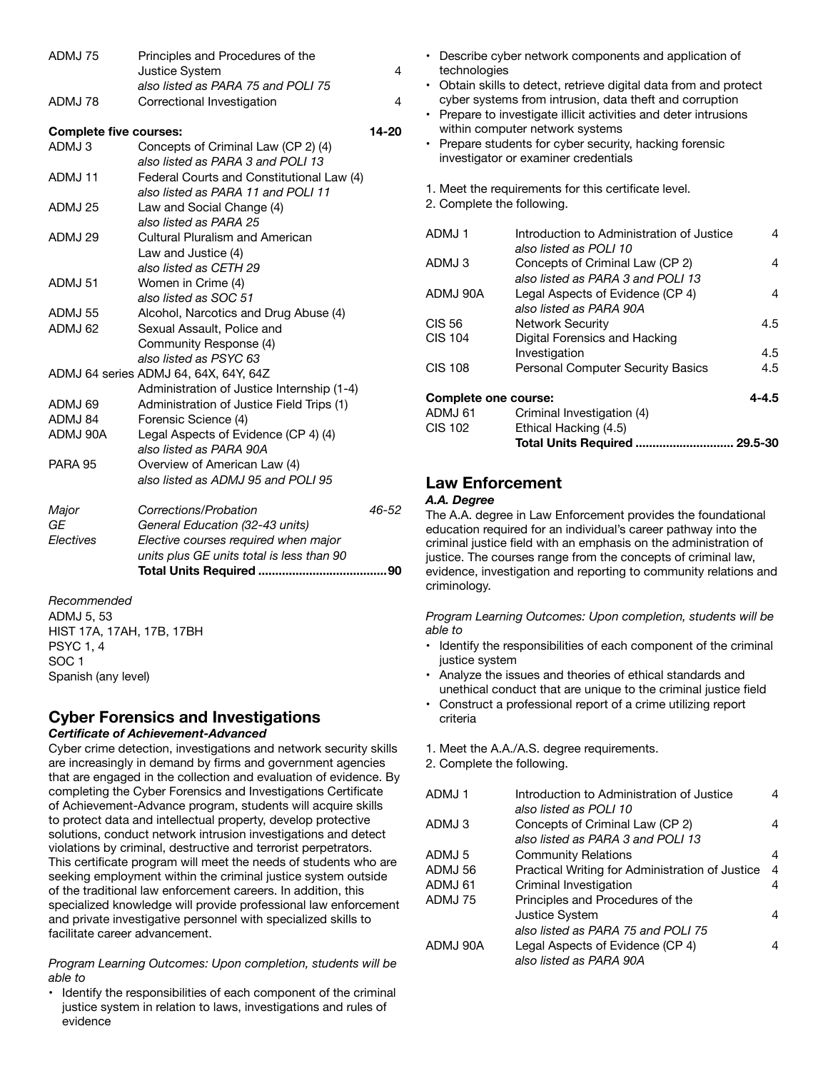| | | |
|---|---|---|
| ADMJ 75 | Principles and Procedures of the Justice System *also listed as PARA 75 and POLI 75* | 4 |
| ADMJ 78 | Correctional Investigation | 4 |

**Complete five courses:** **14-20**

| | |
|---|---|
| ADMJ 3 | Concepts of Criminal Law (CP 2) (4) *also listed as PARA 3 and POLI 13* |
| ADMJ 11 | Federal Courts and Constitutional Law (4) *also listed as PARA 11 and POLI 11* |
| ADMJ 25 | Law and Social Change (4) *also listed as PARA 25* |
| ADMJ 29 | Cultural Pluralism and American Law and Justice (4) *also listed as CETH 29* |
| ADMJ 51 | Women in Crime (4) *also listed as SOC 51* |
| ADMJ 55 | Alcohol, Narcotics and Drug Abuse (4) |
| ADMJ 62 | Sexual Assault, Police and Community Response (4) *also listed as PSYC 63* |
| ADMJ 64 series | ADMJ 64, 64X, 64Y, 64Z Administration of Justice Internship (1-4) |
| ADMJ 69 | Administration of Justice Field Trips (1) |
| ADMJ 84 | Forensic Science (4) |
| ADMJ 90A | Legal Aspects of Evidence (CP 4) (4) *also listed as PARA 90A* |
| PARA 95 | Overview of American Law (4) *also listed as ADMJ 95 and POLI 95* |

| | | |
|---|---|---|
| *Major* | *Corrections/Probation* | *46-52* |
| *GE* | *General Education (32-43 units)* | |
| *Electives* | *Elective courses required when major units plus GE units total is less than 90* | |
| | **Total Units Required** | **90** |

*Recommended*
ADMJ 5, 53
HIST 17A, 17AH, 17B, 17BH
PSYC 1, 4
SOC 1
Spanish (any level)

## Cyber Forensics and Investigations

***Certificate of Achievement-Advanced***

Cyber crime detection, investigations and network security skills are increasingly in demand by firms and government agencies that are engaged in the collection and evaluation of evidence. By completing the Cyber Forensics and Investigations Certificate of Achievement-Advance program, students will acquire skills to protect data and intellectual property, develop protective solutions, conduct network intrusion investigations and detect violations by criminal, destructive and terrorist perpetrators. This certificate program will meet the needs of students who are seeking employment within the criminal justice system outside of the traditional law enforcement careers. In addition, this specialized knowledge will provide professional law enforcement and private investigative personnel with specialized skills to facilitate career advancement.

*Program Learning Outcomes: Upon completion, students will be able to*

- Identify the responsibilities of each component of the criminal justice system in relation to laws, investigations and rules of evidence
- Describe cyber network components and application of technologies
- Obtain skills to detect, retrieve digital data from and protect cyber systems from intrusion, data theft and corruption
- Prepare to investigate illicit activities and deter intrusions within computer network systems
- Prepare students for cyber security, hacking forensic investigator or examiner credentials

1. Meet the requirements for this certificate level.
2. Complete the following.

| | | |
|---|---|---|
| ADMJ 1 | Introduction to Administration of Justice *also listed as POLI 10* | 4 |
| ADMJ 3 | Concepts of Criminal Law (CP 2) *also listed as PARA 3 and POLI 13* | 4 |
| ADMJ 90A | Legal Aspects of Evidence (CP 4) *also listed as PARA 90A* | 4 |
| CIS 56 | Network Security | 4.5 |
| CIS 104 | Digital Forensics and Hacking Investigation | 4.5 |
| CIS 108 | Personal Computer Security Basics | 4.5 |

**Complete one course:** **4-4.5**

| | |
|---|---|
| ADMJ 61 | Criminal Investigation (4) |
| CIS 102 | Ethical Hacking (4.5) |
| | **Total Units Required 29.5-30** |

## Law Enforcement

***A.A. Degree***

The A.A. degree in Law Enforcement provides the foundational education required for an individual's career pathway into the criminal justice field with an emphasis on the administration of justice. The courses range from the concepts of criminal law, evidence, investigation and reporting to community relations and criminology.

*Program Learning Outcomes: Upon completion, students will be able to*

- Identify the responsibilities of each component of the criminal justice system
- Analyze the issues and theories of ethical standards and unethical conduct that are unique to the criminal justice field
- Construct a professional report of a crime utilizing report criteria

1. Meet the A.A./A.S. degree requirements.
2. Complete the following.

| | | |
|---|---|---|
| ADMJ 1 | Introduction to Administration of Justice *also listed as POLI 10* | 4 |
| ADMJ 3 | Concepts of Criminal Law (CP 2) *also listed as PARA 3 and POLI 13* | 4 |
| ADMJ 5 | Community Relations | 4 |
| ADMJ 56 | Practical Writing for Administration of Justice | 4 |
| ADMJ 61 | Criminal Investigation | 4 |
| ADMJ 75 | Principles and Procedures of the Justice System *also listed as PARA 75 and POLI 75* | 4 |
| ADMJ 90A | Legal Aspects of Evidence (CP 4) *also listed as PARA 90A* | 4 |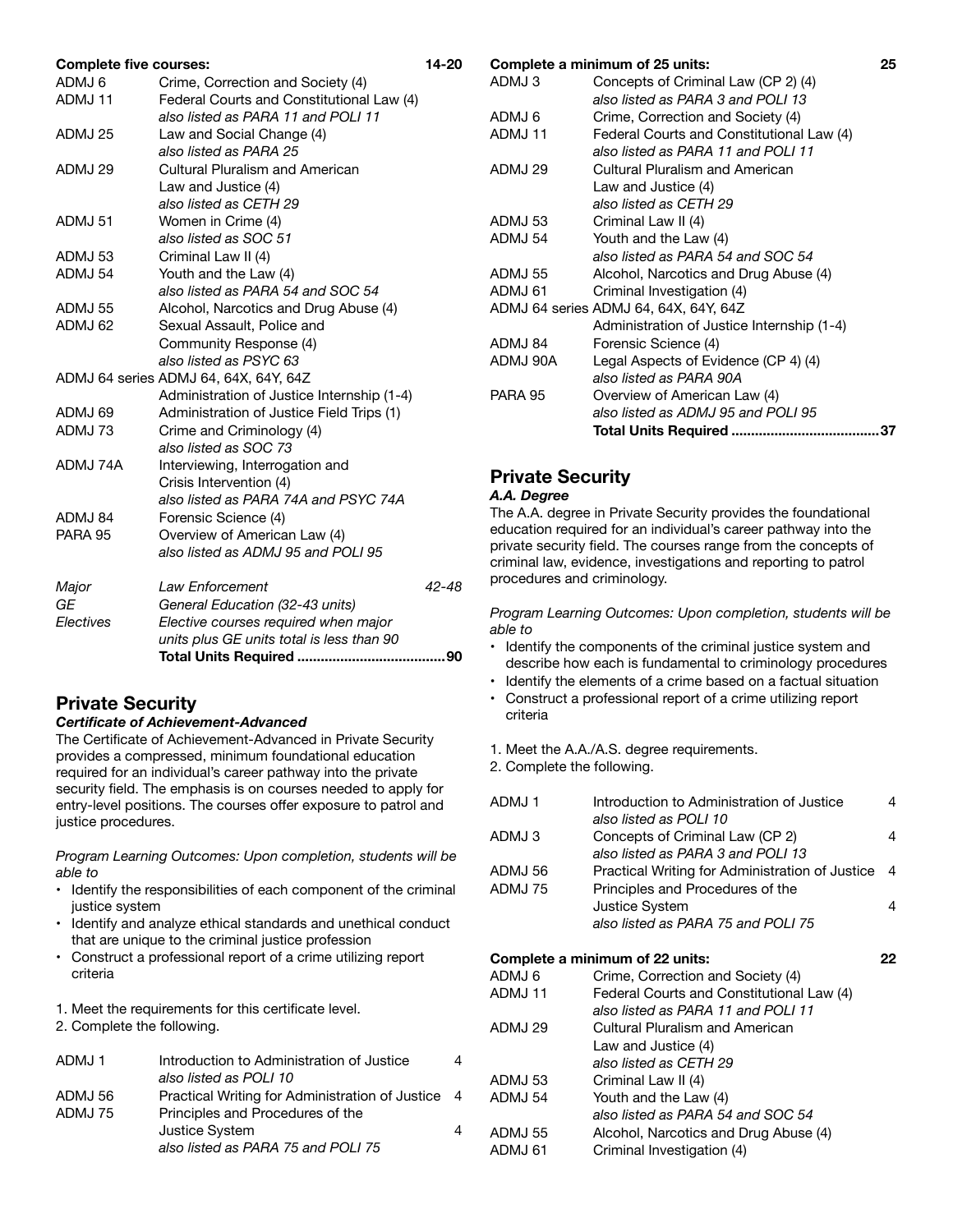| Complete five courses: | | 14-20 |
|---|---|---|
| ADMJ 6 | Crime, Correction and Society (4) | |
| ADMJ 11 | Federal Courts and Constitutional Law (4) *also listed as PARA 11 and POLI 11* | |
| ADMJ 25 | Law and Social Change (4) *also listed as PARA 25* | |
| ADMJ 29 | Cultural Pluralism and American Law and Justice (4) *also listed as CETH 29* | |
| ADMJ 51 | Women in Crime (4) *also listed as SOC 51* | |
| ADMJ 53 | Criminal Law II (4) | |
| ADMJ 54 | Youth and the Law (4) *also listed as PARA 54 and SOC 54* | |
| ADMJ 55 | Alcohol, Narcotics and Drug Abuse (4) | |
| ADMJ 62 | Sexual Assault, Police and Community Response (4) *also listed as PSYC 63* | |
| ADMJ 64 series | ADMJ 64, 64X, 64Y, 64Z Administration of Justice Internship (1-4) | |
| ADMJ 69 | Administration of Justice Field Trips (1) | |
| ADMJ 73 | Crime and Criminology (4) *also listed as SOC 73* | |
| ADMJ 74A | Interviewing, Interrogation and Crisis Intervention (4) *also listed as PARA 74A and PSYC 74A* | |
| ADMJ 84 | Forensic Science (4) | |
| PARA 95 | Overview of American Law (4) *also listed as ADMJ 95 and POLI 95* | |

| | | |
|---|---|---|
| *Major* | *Law Enforcement* | *42-48* |
| *GE* | *General Education (32-43 units)* | |
| *Electives* | *Elective courses required when major units plus GE units total is less than 90* | |
| | **Total Units Required** | **90** |

## Private Security

### *Certificate of Achievement-Advanced*

The Certificate of Achievement-Advanced in Private Security provides a compressed, minimum foundational education required for an individual's career pathway into the private security field. The emphasis is on courses needed to apply for entry-level positions. The courses offer exposure to patrol and justice procedures.

*Program Learning Outcomes: Upon completion, students will be able to*

- Identify the responsibilities of each component of the criminal justice system
- Identify and analyze ethical standards and unethical conduct that are unique to the criminal justice profession
- Construct a professional report of a crime utilizing report criteria

1. Meet the requirements for this certificate level.
2. Complete the following.

| | | |
|---|---|---|
| ADMJ 1 | Introduction to Administration of Justice *also listed as POLI 10* | 4 |
| ADMJ 56 | Practical Writing for Administration of Justice | 4 |
| ADMJ 75 | Principles and Procedures of the Justice System *also listed as PARA 75 and POLI 75* | 4 |

| Complete a minimum of 25 units: | | 25 |
|---|---|---|
| ADMJ 3 | Concepts of Criminal Law (CP 2) (4) *also listed as PARA 3 and POLI 13* | |
| ADMJ 6 | Crime, Correction and Society (4) | |
| ADMJ 11 | Federal Courts and Constitutional Law (4) *also listed as PARA 11 and POLI 11* | |
| ADMJ 29 | Cultural Pluralism and American Law and Justice (4) *also listed as CETH 29* | |
| ADMJ 53 | Criminal Law II (4) | |
| ADMJ 54 | Youth and the Law (4) *also listed as PARA 54 and SOC 54* | |
| ADMJ 55 | Alcohol, Narcotics and Drug Abuse (4) | |
| ADMJ 61 | Criminal Investigation (4) | |
| ADMJ 64 series | ADMJ 64, 64X, 64Y, 64Z Administration of Justice Internship (1-4) | |
| ADMJ 84 | Forensic Science (4) | |
| ADMJ 90A | Legal Aspects of Evidence (CP 4) (4) *also listed as PARA 90A* | |
| PARA 95 | Overview of American Law (4) *also listed as ADMJ 95 and POLI 95* | |
| | **Total Units Required** | **37** |

## Private Security

### *A.A. Degree*

The A.A. degree in Private Security provides the foundational education required for an individual's career pathway into the private security field. The courses range from the concepts of criminal law, evidence, investigations and reporting to patrol procedures and criminology.

*Program Learning Outcomes: Upon completion, students will be able to*

- Identify the components of the criminal justice system and describe how each is fundamental to criminology procedures
- Identify the elements of a crime based on a factual situation
- Construct a professional report of a crime utilizing report criteria

1. Meet the A.A./A.S. degree requirements.
2. Complete the following.

| | | |
|---|---|---|
| ADMJ 1 | Introduction to Administration of Justice *also listed as POLI 10* | 4 |
| ADMJ 3 | Concepts of Criminal Law (CP 2) *also listed as PARA 3 and POLI 13* | 4 |
| ADMJ 56 | Practical Writing for Administration of Justice | 4 |
| ADMJ 75 | Principles and Procedures of the Justice System *also listed as PARA 75 and POLI 75* | 4 |

| Complete a minimum of 22 units: | | 22 |
|---|---|---|
| ADMJ 6 | Crime, Correction and Society (4) | |
| ADMJ 11 | Federal Courts and Constitutional Law (4) *also listed as PARA 11 and POLI 11* | |
| ADMJ 29 | Cultural Pluralism and American Law and Justice (4) *also listed as CETH 29* | |
| ADMJ 53 | Criminal Law II (4) | |
| ADMJ 54 | Youth and the Law (4) *also listed as PARA 54 and SOC 54* | |
| ADMJ 55 | Alcohol, Narcotics and Drug Abuse (4) | |
| ADMJ 61 | Criminal Investigation (4) | |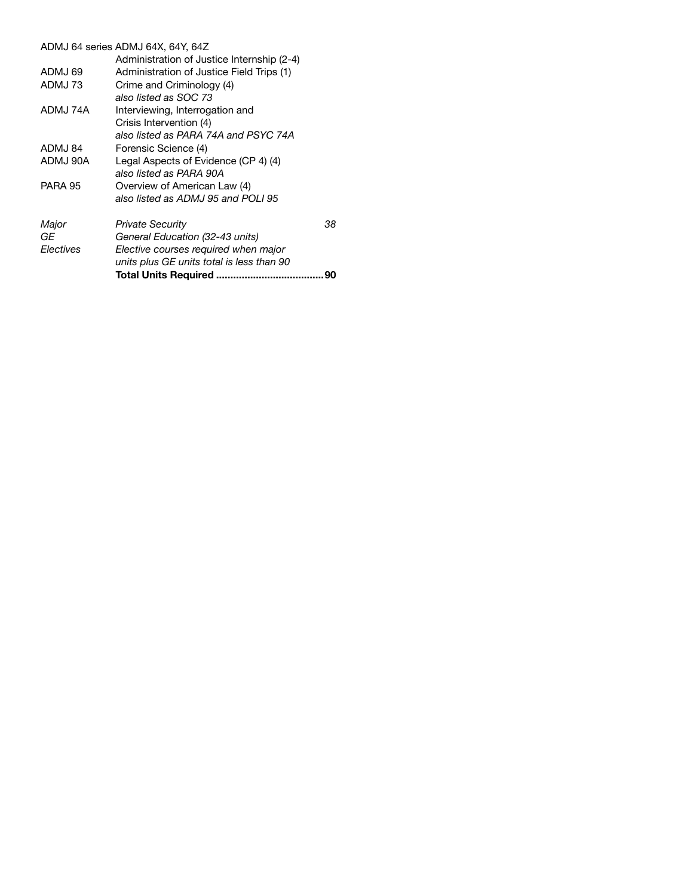| | | |
|---|---|---|
| ADMJ 64 series | ADMJ 64X, 64Y, 64Z<br>Administration of Justice Internship (2-4) | |
| ADMJ 69 | Administration of Justice Field Trips (1) | |
| ADMJ 73 | Crime and Criminology (4)<br>*also listed as SOC 73* | |
| ADMJ 74A | Interviewing, Interrogation and Crisis Intervention (4)<br>*also listed as PARA 74A and PSYC 74A* | |
| ADMJ 84 | Forensic Science (4) | |
| ADMJ 90A | Legal Aspects of Evidence (CP 4) (4)<br>*also listed as PARA 90A* | |
| PARA 95 | Overview of American Law (4)<br>*also listed as ADMJ 95 and POLI 95* | |

| | | |
|---|---|---|
| *Major* | *Private Security* | *38* |
| *GE* | *General Education (32-43 units)* | |
| *Electives* | *Elective courses required when major units plus GE units total is less than 90* | |
| | **Total Units Required** | **90** |